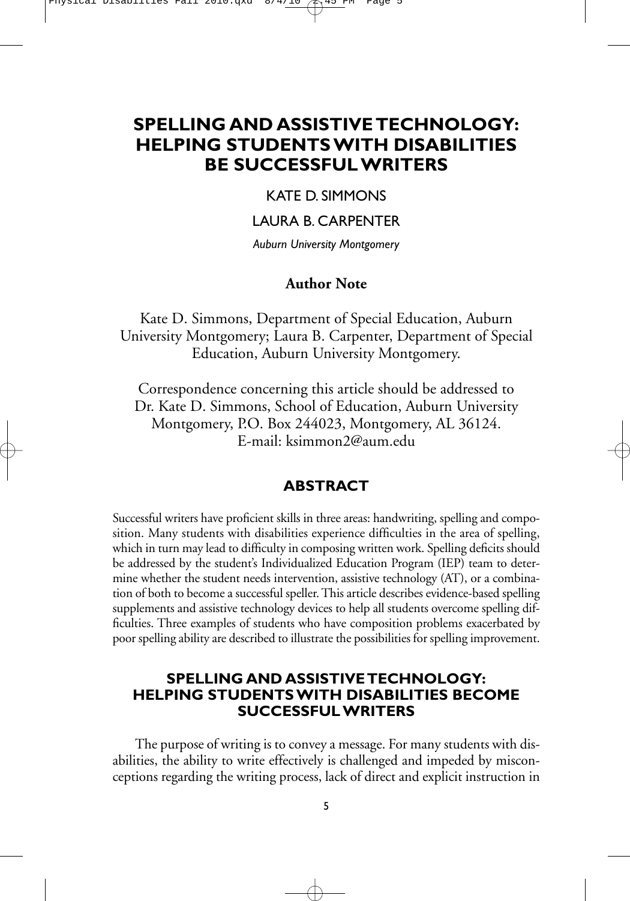# SPELLING AND ASSISTIVE TECHNOLOGY: HELPING STUDENTS WITH DISABILITIES BE SUCCESSFUL WRITERS

KATE D. SIMMONS

LAURA B. CARPENTER

*Auburn University Montgomery*

## Author Note

Kate D. Simmons, Department of Special Education, Auburn University Montgomery; Laura B. Carpenter, Department of Special Education, Auburn University Montgomery.

Correspondence concerning this article should be addressed to Dr. Kate D. Simmons, School of Education, Auburn University Montgomery, P.O. Box 244023, Montgomery, AL 36124. E-mail: ksimmon2@aum.edu

## ABSTRACT

Successful writers have proficient skills in three areas: handwriting, spelling and composition. Many students with disabilities experience difficulties in the area of spelling, which in turn may lead to difficulty in composing written work. Spelling deficits should be addressed by the student's Individualized Education Program (IEP) team to determine whether the student needs intervention, assistive technology (AT), or a combination of both to become a successful speller. This article describes evidence-based spelling supplements and assistive technology devices to help all students overcome spelling difficulties. Three examples of students who have composition problems exacerbated by poor spelling ability are described to illustrate the possibilities for spelling improvement.

## SPELLING AND ASSISTIVE TECHNOLOGY: HELPING STUDENTS WITH DISABILITIES BECOME SUCCESSFUL WRITERS

The purpose of writing is to convey a message. For many students with disabilities, the ability to write effectively is challenged and impeded by misconceptions regarding the writing process, lack of direct and explicit instruction in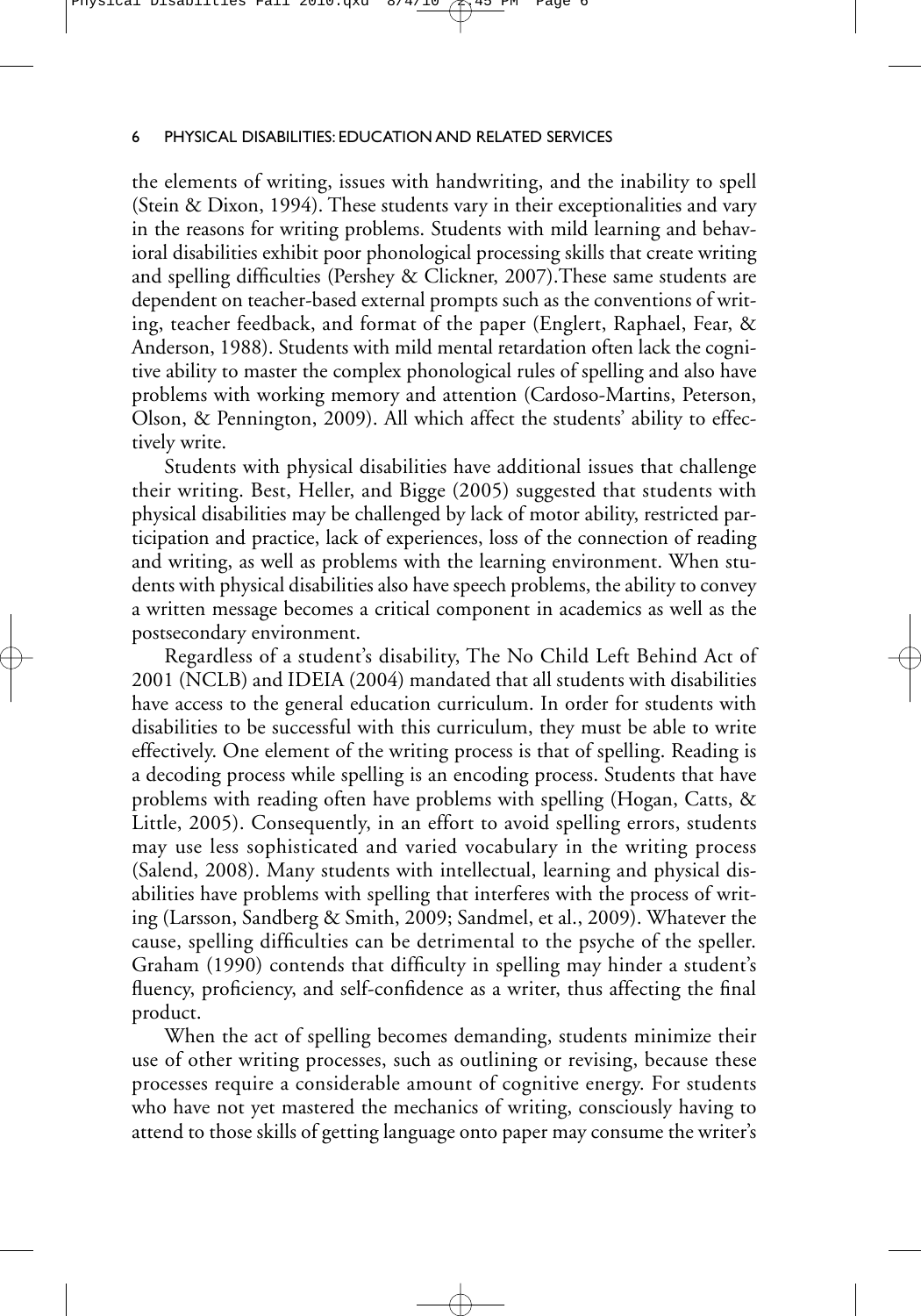the elements of writing, issues with handwriting, and the inability to spell (Stein & Dixon, 1994). These students vary in their exceptionalities and vary in the reasons for writing problems. Students with mild learning and behavioral disabilities exhibit poor phonological processing skills that create writing and spelling difficulties (Pershey & Clickner, 2007).These same students are dependent on teacher-based external prompts such as the conventions of writing, teacher feedback, and format of the paper (Englert, Raphael, Fear, & Anderson, 1988). Students with mild mental retardation often lack the cognitive ability to master the complex phonological rules of spelling and also have problems with working memory and attention (Cardoso-Martins, Peterson, Olson, & Pennington, 2009). All which affect the students' ability to effectively write.

Students with physical disabilities have additional issues that challenge their writing. Best, Heller, and Bigge (2005) suggested that students with physical disabilities may be challenged by lack of motor ability, restricted participation and practice, lack of experiences, loss of the connection of reading and writing, as well as problems with the learning environment. When students with physical disabilities also have speech problems, the ability to convey a written message becomes a critical component in academics as well as the postsecondary environment.

Regardless of a student's disability, The No Child Left Behind Act of 2001 (NCLB) and IDEIA (2004) mandated that all students with disabilities have access to the general education curriculum. In order for students with disabilities to be successful with this curriculum, they must be able to write effectively. One element of the writing process is that of spelling. Reading is a decoding process while spelling is an encoding process. Students that have problems with reading often have problems with spelling (Hogan, Catts, & Little, 2005). Consequently, in an effort to avoid spelling errors, students may use less sophisticated and varied vocabulary in the writing process (Salend, 2008). Many students with intellectual, learning and physical disabilities have problems with spelling that interferes with the process of writing (Larsson, Sandberg & Smith, 2009; Sandmel, et al., 2009). Whatever the cause, spelling difficulties can be detrimental to the psyche of the speller. Graham (1990) contends that difficulty in spelling may hinder a student's fluency, proficiency, and self-confidence as a writer, thus affecting the final product.

When the act of spelling becomes demanding, students minimize their use of other writing processes, such as outlining or revising, because these processes require a considerable amount of cognitive energy. For students who have not yet mastered the mechanics of writing, consciously having to attend to those skills of getting language onto paper may consume the writer's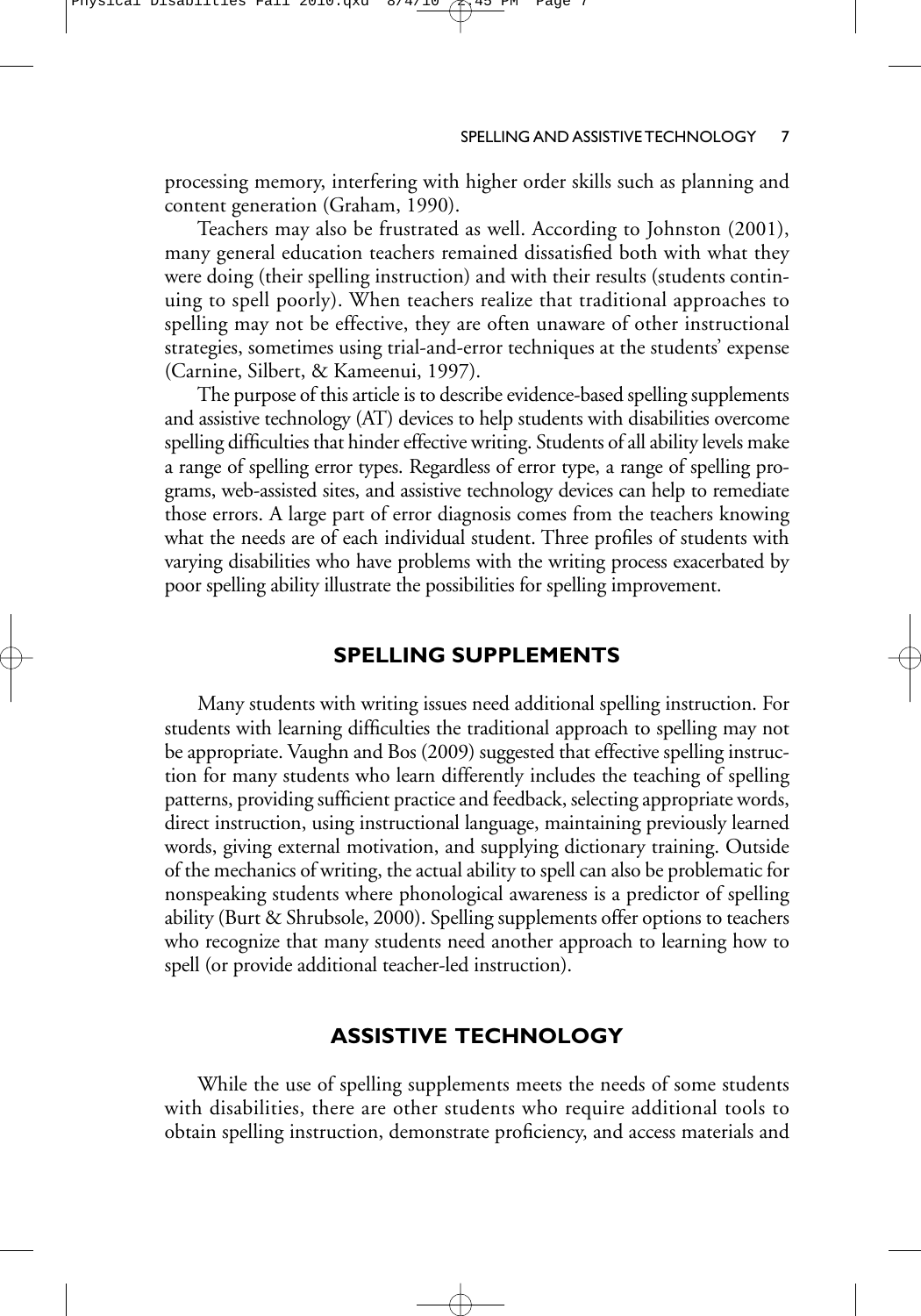processing memory, interfering with higher order skills such as planning and content generation (Graham, 1990).

Teachers may also be frustrated as well. According to Johnston (2001), many general education teachers remained dissatisfied both with what they were doing (their spelling instruction) and with their results (students continuing to spell poorly). When teachers realize that traditional approaches to spelling may not be effective, they are often unaware of other instructional strategies, sometimes using trial-and-error techniques at the students' expense (Carnine, Silbert, & Kameenui, 1997).

The purpose of this article is to describe evidence-based spelling supplements and assistive technology (AT) devices to help students with disabilities overcome spelling difficulties that hinder effective writing. Students of all ability levels make a range of spelling error types. Regardless of error type, a range of spelling programs, web-assisted sites, and assistive technology devices can help to remediate those errors. A large part of error diagnosis comes from the teachers knowing what the needs are of each individual student. Three profiles of students with varying disabilities who have problems with the writing process exacerbated by poor spelling ability illustrate the possibilities for spelling improvement.

## SPELLING SUPPLEMENTS

Many students with writing issues need additional spelling instruction. For students with learning difficulties the traditional approach to spelling may not be appropriate. Vaughn and Bos (2009) suggested that effective spelling instruction for many students who learn differently includes the teaching of spelling patterns, providing sufficient practice and feedback, selecting appropriate words, direct instruction, using instructional language, maintaining previously learned words, giving external motivation, and supplying dictionary training. Outside of the mechanics of writing, the actual ability to spell can also be problematic for nonspeaking students where phonological awareness is a predictor of spelling ability (Burt & Shrubsole, 2000). Spelling supplements offer options to teachers who recognize that many students need another approach to learning how to spell (or provide additional teacher-led instruction).

## ASSISTIVE TECHNOLOGY

While the use of spelling supplements meets the needs of some students with disabilities, there are other students who require additional tools to obtain spelling instruction, demonstrate proficiency, and access materials and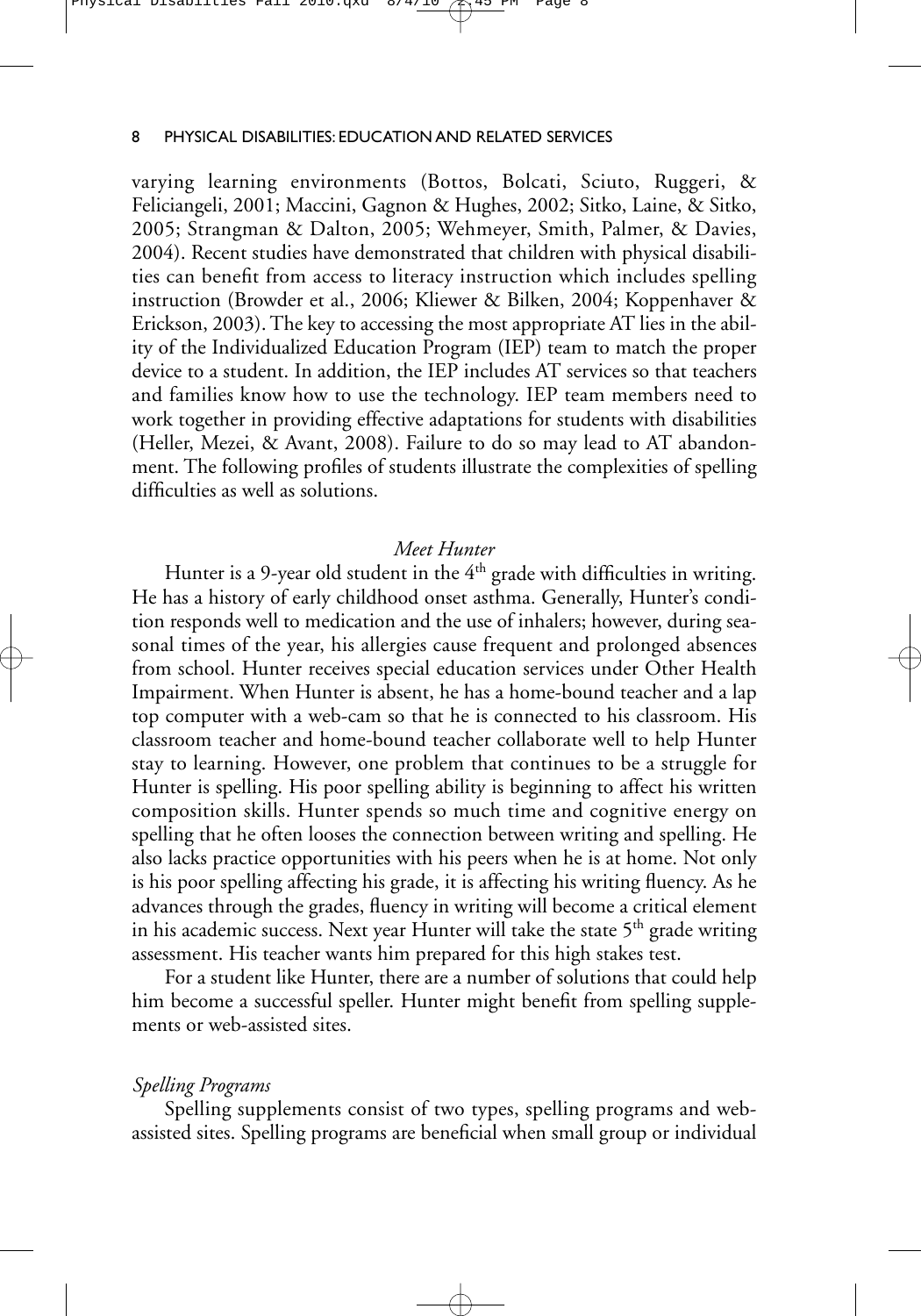varying learning environments (Bottos, Bolcati, Sciuto, Ruggeri, & Feliciangeli, 2001; Maccini, Gagnon & Hughes, 2002; Sitko, Laine, & Sitko, 2005; Strangman & Dalton, 2005; Wehmeyer, Smith, Palmer, & Davies, 2004). Recent studies have demonstrated that children with physical disabilities can benefit from access to literacy instruction which includes spelling instruction (Browder et al., 2006; Kliewer & Bilken, 2004; Koppenhaver & Erickson, 2003). The key to accessing the most appropriate AT lies in the ability of the Individualized Education Program (IEP) team to match the proper device to a student. In addition, the IEP includes AT services so that teachers and families know how to use the technology. IEP team members need to work together in providing effective adaptations for students with disabilities (Heller, Mezei, & Avant, 2008). Failure to do so may lead to AT abandonment. The following profiles of students illustrate the complexities of spelling difficulties as well as solutions.

### *Meet Hunter*

Hunter is a 9-year old student in the 4th grade with difficulties in writing. He has a history of early childhood onset asthma. Generally, Hunter's condition responds well to medication and the use of inhalers; however, during seasonal times of the year, his allergies cause frequent and prolonged absences from school. Hunter receives special education services under Other Health Impairment. When Hunter is absent, he has a home-bound teacher and a lap top computer with a web-cam so that he is connected to his classroom. His classroom teacher and home-bound teacher collaborate well to help Hunter stay to learning. However, one problem that continues to be a struggle for Hunter is spelling. His poor spelling ability is beginning to affect his written composition skills. Hunter spends so much time and cognitive energy on spelling that he often looses the connection between writing and spelling. He also lacks practice opportunities with his peers when he is at home. Not only is his poor spelling affecting his grade, it is affecting his writing fluency. As he advances through the grades, fluency in writing will become a critical element in his academic success. Next year Hunter will take the state 5th grade writing assessment. His teacher wants him prepared for this high stakes test.

For a student like Hunter, there are a number of solutions that could help him become a successful speller. Hunter might benefit from spelling supplements or web-assisted sites.

#### *Spelling Programs*

Spelling supplements consist of two types, spelling programs and web-assisted sites. Spelling programs are beneficial when small group or individual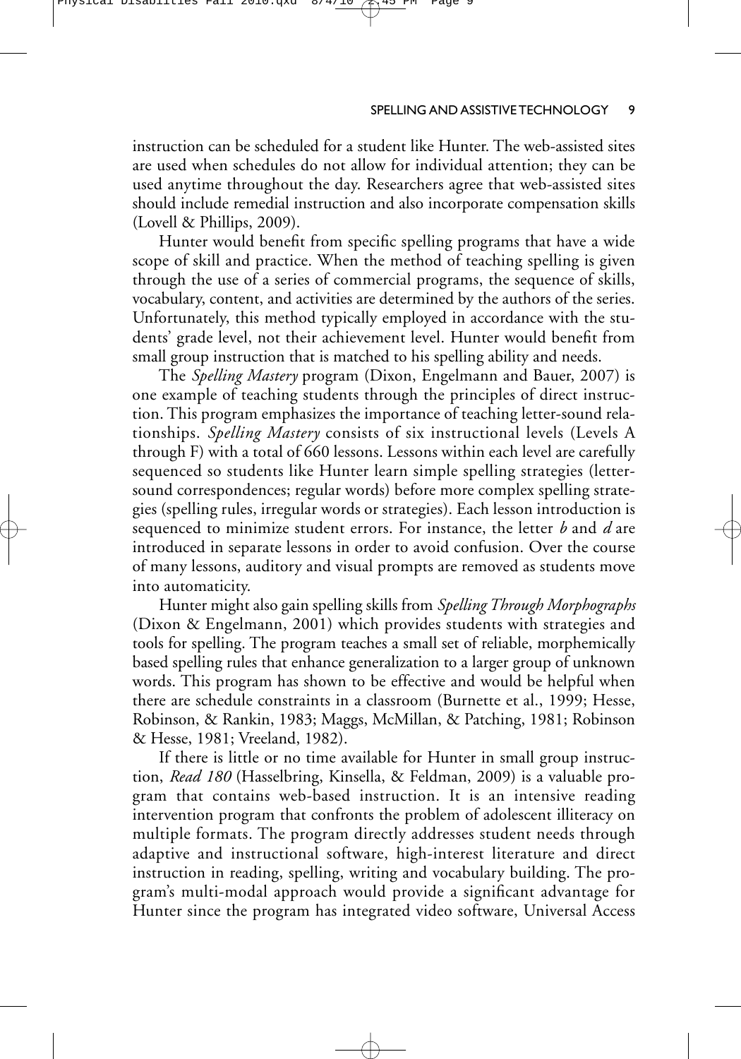instruction can be scheduled for a student like Hunter. The web-assisted sites are used when schedules do not allow for individual attention; they can be used anytime throughout the day. Researchers agree that web-assisted sites should include remedial instruction and also incorporate compensation skills (Lovell & Phillips, 2009).

Hunter would benefit from specific spelling programs that have a wide scope of skill and practice. When the method of teaching spelling is given through the use of a series of commercial programs, the sequence of skills, vocabulary, content, and activities are determined by the authors of the series. Unfortunately, this method typically employed in accordance with the students' grade level, not their achievement level. Hunter would benefit from small group instruction that is matched to his spelling ability and needs.

The *Spelling Mastery* program (Dixon, Engelmann and Bauer, 2007) is one example of teaching students through the principles of direct instruction. This program emphasizes the importance of teaching letter-sound relationships. *Spelling Mastery* consists of six instructional levels (Levels A through F) with a total of 660 lessons. Lessons within each level are carefully sequenced so students like Hunter learn simple spelling strategies (letter-sound correspondences; regular words) before more complex spelling strategies (spelling rules, irregular words or strategies). Each lesson introduction is sequenced to minimize student errors. For instance, the letter *b* and *d* are introduced in separate lessons in order to avoid confusion. Over the course of many lessons, auditory and visual prompts are removed as students move into automaticity.

Hunter might also gain spelling skills from *Spelling Through Morphographs* (Dixon & Engelmann, 2001) which provides students with strategies and tools for spelling. The program teaches a small set of reliable, morphemically based spelling rules that enhance generalization to a larger group of unknown words. This program has shown to be effective and would be helpful when there are schedule constraints in a classroom (Burnette et al., 1999; Hesse, Robinson, & Rankin, 1983; Maggs, McMillan, & Patching, 1981; Robinson & Hesse, 1981; Vreeland, 1982).

If there is little or no time available for Hunter in small group instruction, *Read 180* (Hasselbring, Kinsella, & Feldman, 2009) is a valuable program that contains web-based instruction. It is an intensive reading intervention program that confronts the problem of adolescent illiteracy on multiple formats. The program directly addresses student needs through adaptive and instructional software, high-interest literature and direct instruction in reading, spelling, writing and vocabulary building. The program's multi-modal approach would provide a significant advantage for Hunter since the program has integrated video software, Universal Access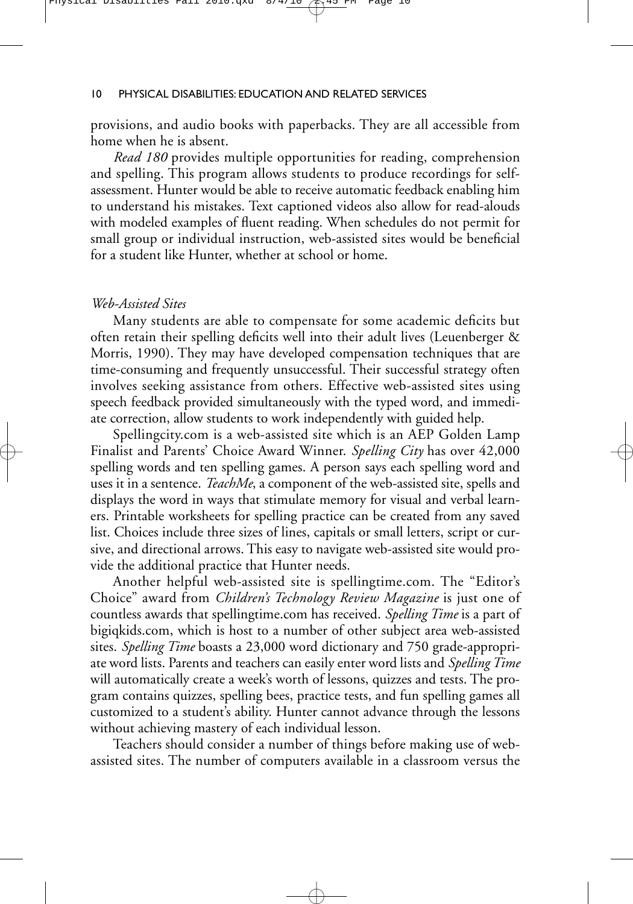provisions, and audio books with paperbacks. They are all accessible from home when he is absent.

*Read 180* provides multiple opportunities for reading, comprehension and spelling. This program allows students to produce recordings for self-assessment. Hunter would be able to receive automatic feedback enabling him to understand his mistakes. Text captioned videos also allow for read-alouds with modeled examples of fluent reading. When schedules do not permit for small group or individual instruction, web-assisted sites would be beneficial for a student like Hunter, whether at school or home.

### *Web-Assisted Sites*

Many students are able to compensate for some academic deficits but often retain their spelling deficits well into their adult lives (Leuenberger & Morris, 1990). They may have developed compensation techniques that are time-consuming and frequently unsuccessful. Their successful strategy often involves seeking assistance from others. Effective web-assisted sites using speech feedback provided simultaneously with the typed word, and immediate correction, allow students to work independently with guided help.

Spellingcity.com is a web-assisted site which is an AEP Golden Lamp Finalist and Parents' Choice Award Winner. *Spelling City* has over 42,000 spelling words and ten spelling games. A person says each spelling word and uses it in a sentence. *TeachMe*, a component of the web-assisted site, spells and displays the word in ways that stimulate memory for visual and verbal learners. Printable worksheets for spelling practice can be created from any saved list. Choices include three sizes of lines, capitals or small letters, script or cursive, and directional arrows. This easy to navigate web-assisted site would provide the additional practice that Hunter needs.

Another helpful web-assisted site is spellingtime.com. The "Editor's Choice" award from *Children's Technology Review Magazine* is just one of countless awards that spellingtime.com has received. *Spelling Time* is a part of bigiqkids.com, which is host to a number of other subject area web-assisted sites. *Spelling Time* boasts a 23,000 word dictionary and 750 grade-appropriate word lists. Parents and teachers can easily enter word lists and *Spelling Time* will automatically create a week's worth of lessons, quizzes and tests. The program contains quizzes, spelling bees, practice tests, and fun spelling games all customized to a student's ability. Hunter cannot advance through the lessons without achieving mastery of each individual lesson.

Teachers should consider a number of things before making use of web-assisted sites. The number of computers available in a classroom versus the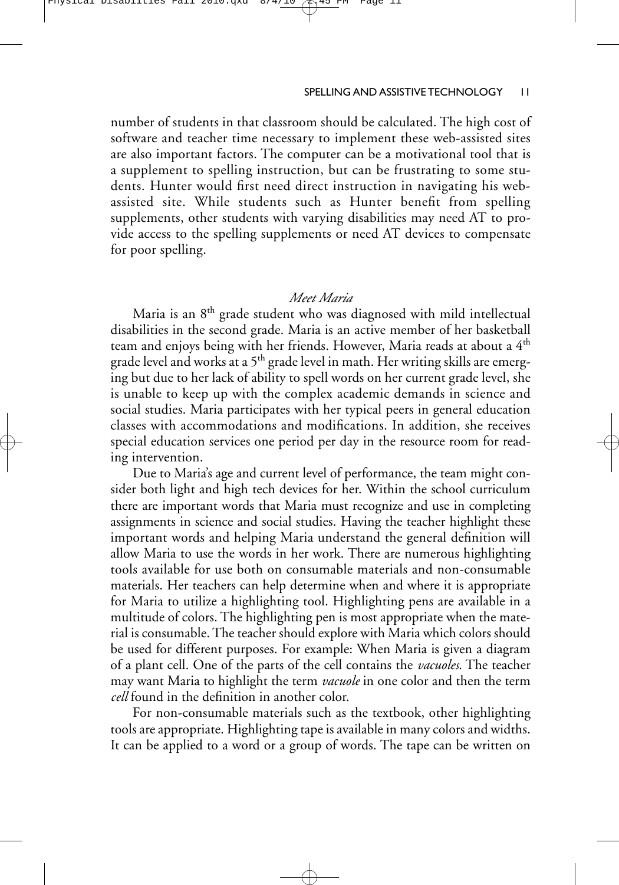number of students in that classroom should be calculated. The high cost of software and teacher time necessary to implement these web-assisted sites are also important factors. The computer can be a motivational tool that is a supplement to spelling instruction, but can be frustrating to some students. Hunter would first need direct instruction in navigating his web-assisted site. While students such as Hunter benefit from spelling supplements, other students with varying disabilities may need AT to provide access to the spelling supplements or need AT devices to compensate for poor spelling.

### *Meet Maria*

Maria is an 8th grade student who was diagnosed with mild intellectual disabilities in the second grade. Maria is an active member of her basketball team and enjoys being with her friends. However, Maria reads at about a 4th grade level and works at a 5th grade level in math. Her writing skills are emerging but due to her lack of ability to spell words on her current grade level, she is unable to keep up with the complex academic demands in science and social studies. Maria participates with her typical peers in general education classes with accommodations and modifications. In addition, she receives special education services one period per day in the resource room for reading intervention.

Due to Maria's age and current level of performance, the team might consider both light and high tech devices for her. Within the school curriculum there are important words that Maria must recognize and use in completing assignments in science and social studies. Having the teacher highlight these important words and helping Maria understand the general definition will allow Maria to use the words in her work. There are numerous highlighting tools available for use both on consumable materials and non-consumable materials. Her teachers can help determine when and where it is appropriate for Maria to utilize a highlighting tool. Highlighting pens are available in a multitude of colors. The highlighting pen is most appropriate when the material is consumable. The teacher should explore with Maria which colors should be used for different purposes. For example: When Maria is given a diagram of a plant cell. One of the parts of the cell contains the *vacuoles*. The teacher may want Maria to highlight the term *vacuole* in one color and then the term *cell* found in the definition in another color.

For non-consumable materials such as the textbook, other highlighting tools are appropriate. Highlighting tape is available in many colors and widths. It can be applied to a word or a group of words. The tape can be written on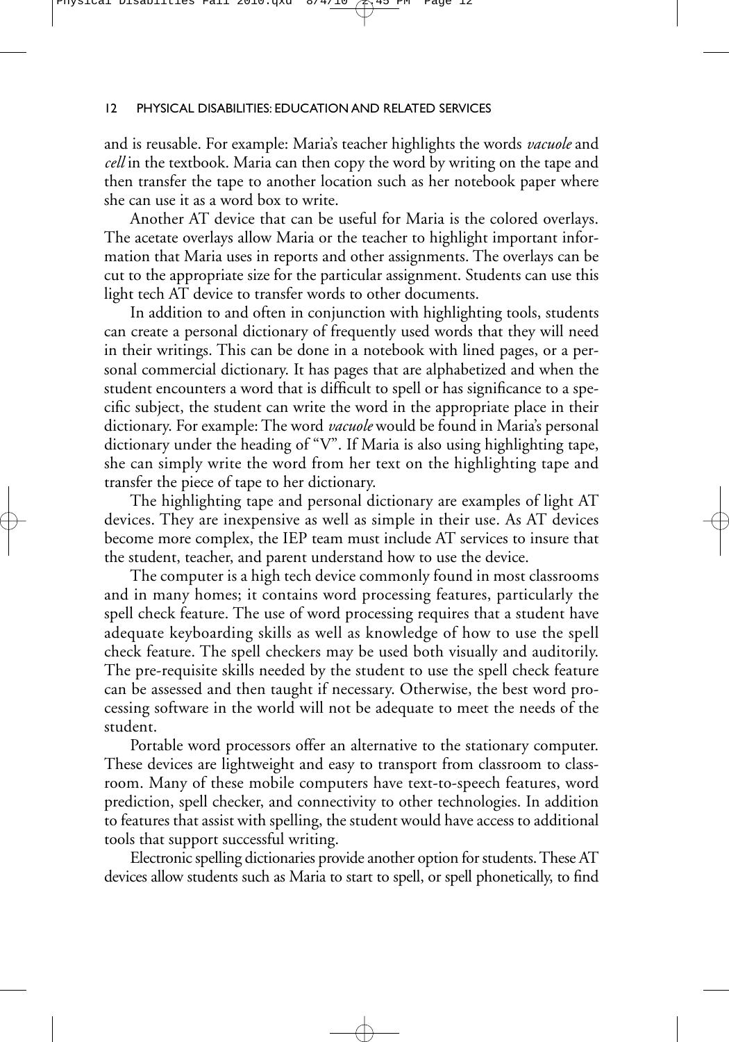and is reusable. For example: Maria's teacher highlights the words *vacuole* and *cell* in the textbook. Maria can then copy the word by writing on the tape and then transfer the tape to another location such as her notebook paper where she can use it as a word box to write.

Another AT device that can be useful for Maria is the colored overlays. The acetate overlays allow Maria or the teacher to highlight important information that Maria uses in reports and other assignments. The overlays can be cut to the appropriate size for the particular assignment. Students can use this light tech AT device to transfer words to other documents.

In addition to and often in conjunction with highlighting tools, students can create a personal dictionary of frequently used words that they will need in their writings. This can be done in a notebook with lined pages, or a personal commercial dictionary. It has pages that are alphabetized and when the student encounters a word that is difficult to spell or has significance to a specific subject, the student can write the word in the appropriate place in their dictionary. For example: The word *vacuole* would be found in Maria's personal dictionary under the heading of "V". If Maria is also using highlighting tape, she can simply write the word from her text on the highlighting tape and transfer the piece of tape to her dictionary.

The highlighting tape and personal dictionary are examples of light AT devices. They are inexpensive as well as simple in their use. As AT devices become more complex, the IEP team must include AT services to insure that the student, teacher, and parent understand how to use the device.

The computer is a high tech device commonly found in most classrooms and in many homes; it contains word processing features, particularly the spell check feature. The use of word processing requires that a student have adequate keyboarding skills as well as knowledge of how to use the spell check feature. The spell checkers may be used both visually and auditorily. The pre-requisite skills needed by the student to use the spell check feature can be assessed and then taught if necessary. Otherwise, the best word processing software in the world will not be adequate to meet the needs of the student.

Portable word processors offer an alternative to the stationary computer. These devices are lightweight and easy to transport from classroom to classroom. Many of these mobile computers have text-to-speech features, word prediction, spell checker, and connectivity to other technologies. In addition to features that assist with spelling, the student would have access to additional tools that support successful writing.

Electronic spelling dictionaries provide another option for students. These AT devices allow students such as Maria to start to spell, or spell phonetically, to find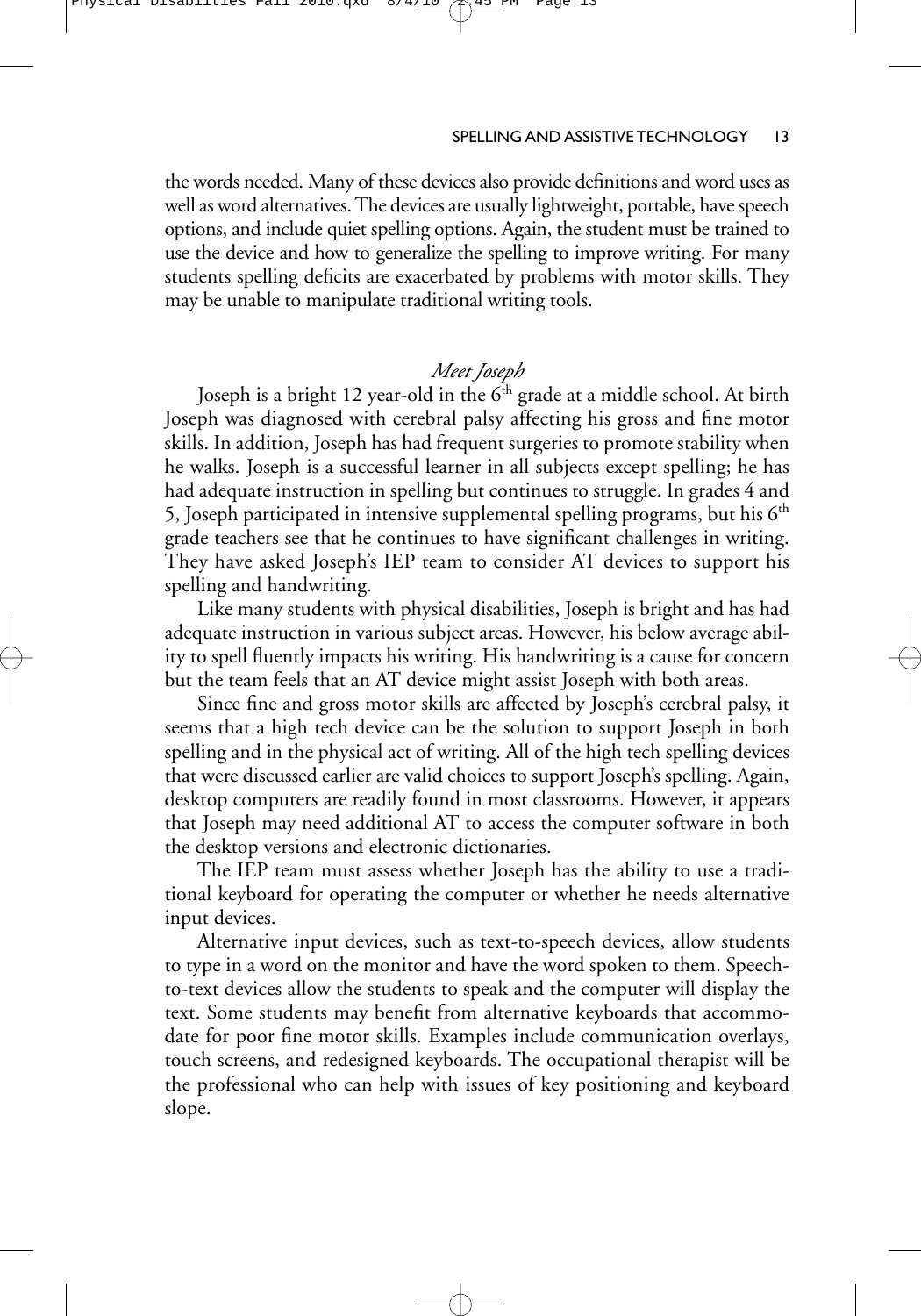the words needed. Many of these devices also provide definitions and word uses as well as word alternatives. The devices are usually lightweight, portable, have speech options, and include quiet spelling options. Again, the student must be trained to use the device and how to generalize the spelling to improve writing. For many students spelling deficits are exacerbated by problems with motor skills. They may be unable to manipulate traditional writing tools.

### *Meet Joseph*

Joseph is a bright 12 year-old in the 6th grade at a middle school. At birth Joseph was diagnosed with cerebral palsy affecting his gross and fine motor skills. In addition, Joseph has had frequent surgeries to promote stability when he walks. Joseph is a successful learner in all subjects except spelling; he has had adequate instruction in spelling but continues to struggle. In grades 4 and 5, Joseph participated in intensive supplemental spelling programs, but his 6th grade teachers see that he continues to have significant challenges in writing. They have asked Joseph's IEP team to consider AT devices to support his spelling and handwriting.

Like many students with physical disabilities, Joseph is bright and has had adequate instruction in various subject areas. However, his below average ability to spell fluently impacts his writing. His handwriting is a cause for concern but the team feels that an AT device might assist Joseph with both areas.

Since fine and gross motor skills are affected by Joseph's cerebral palsy, it seems that a high tech device can be the solution to support Joseph in both spelling and in the physical act of writing. All of the high tech spelling devices that were discussed earlier are valid choices to support Joseph's spelling. Again, desktop computers are readily found in most classrooms. However, it appears that Joseph may need additional AT to access the computer software in both the desktop versions and electronic dictionaries.

The IEP team must assess whether Joseph has the ability to use a traditional keyboard for operating the computer or whether he needs alternative input devices.

Alternative input devices, such as text-to-speech devices, allow students to type in a word on the monitor and have the word spoken to them. Speech-to-text devices allow the students to speak and the computer will display the text. Some students may benefit from alternative keyboards that accommodate for poor fine motor skills. Examples include communication overlays, touch screens, and redesigned keyboards. The occupational therapist will be the professional who can help with issues of key positioning and keyboard slope.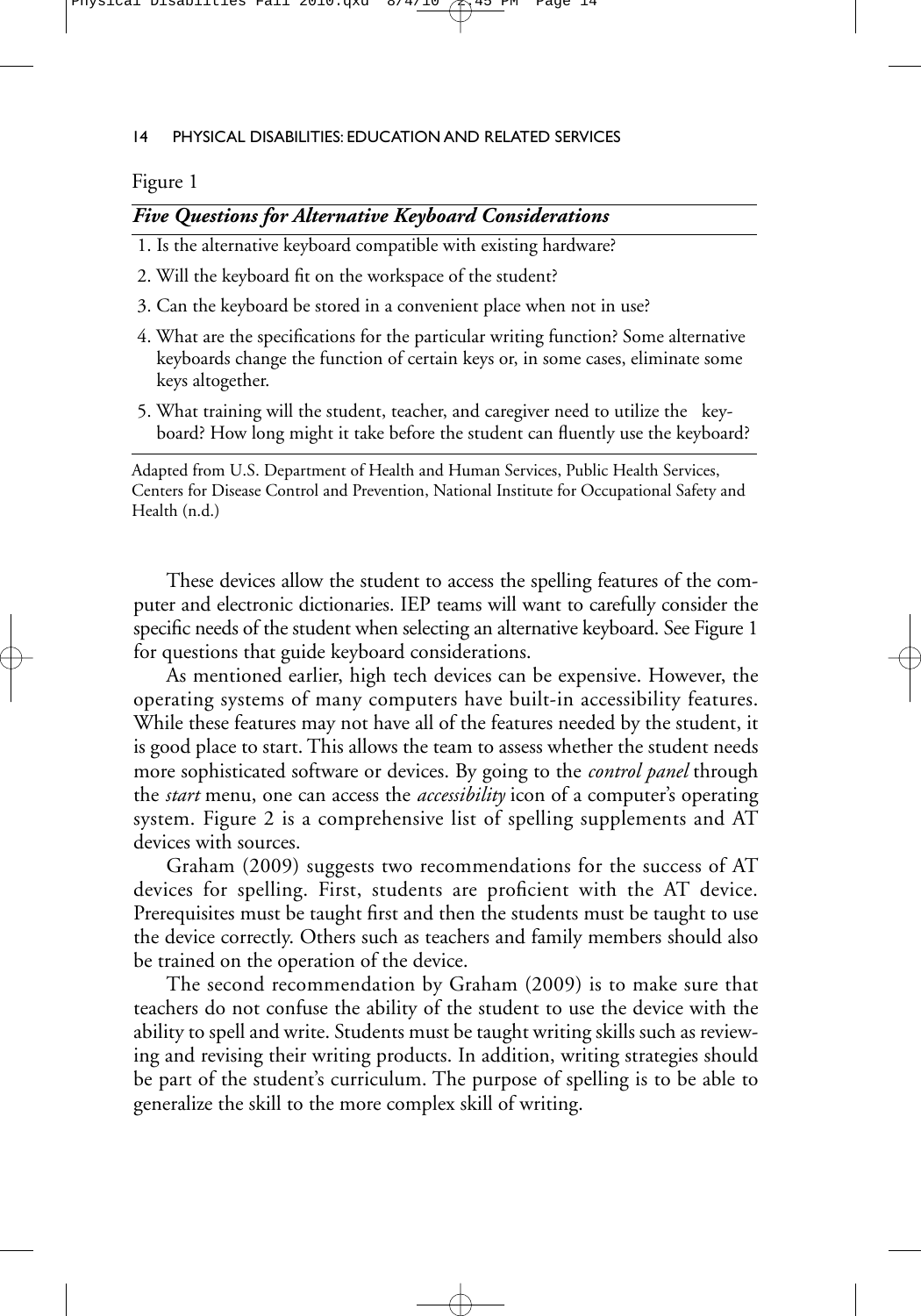Figure 1

***Five Questions for Alternative Keyboard Considerations***

1. Is the alternative keyboard compatible with existing hardware?
2. Will the keyboard fit on the workspace of the student?
3. Can the keyboard be stored in a convenient place when not in use?
4. What are the specifications for the particular writing function? Some alternative keyboards change the function of certain keys or, in some cases, eliminate some keys altogether.
5. What training will the student, teacher, and caregiver need to utilize the keyboard? How long might it take before the student can fluently use the keyboard?

Adapted from U.S. Department of Health and Human Services, Public Health Services, Centers for Disease Control and Prevention, National Institute for Occupational Safety and Health (n.d.)

These devices allow the student to access the spelling features of the computer and electronic dictionaries. IEP teams will want to carefully consider the specific needs of the student when selecting an alternative keyboard. See Figure 1 for questions that guide keyboard considerations.

As mentioned earlier, high tech devices can be expensive. However, the operating systems of many computers have built-in accessibility features. While these features may not have all of the features needed by the student, it is good place to start. This allows the team to assess whether the student needs more sophisticated software or devices. By going to the *control panel* through the *start* menu, one can access the *accessibility* icon of a computer's operating system. Figure 2 is a comprehensive list of spelling supplements and AT devices with sources.

Graham (2009) suggests two recommendations for the success of AT devices for spelling. First, students are proficient with the AT device. Prerequisites must be taught first and then the students must be taught to use the device correctly. Others such as teachers and family members should also be trained on the operation of the device.

The second recommendation by Graham (2009) is to make sure that teachers do not confuse the ability of the student to use the device with the ability to spell and write. Students must be taught writing skills such as reviewing and revising their writing products. In addition, writing strategies should be part of the student's curriculum. The purpose of spelling is to be able to generalize the skill to the more complex skill of writing.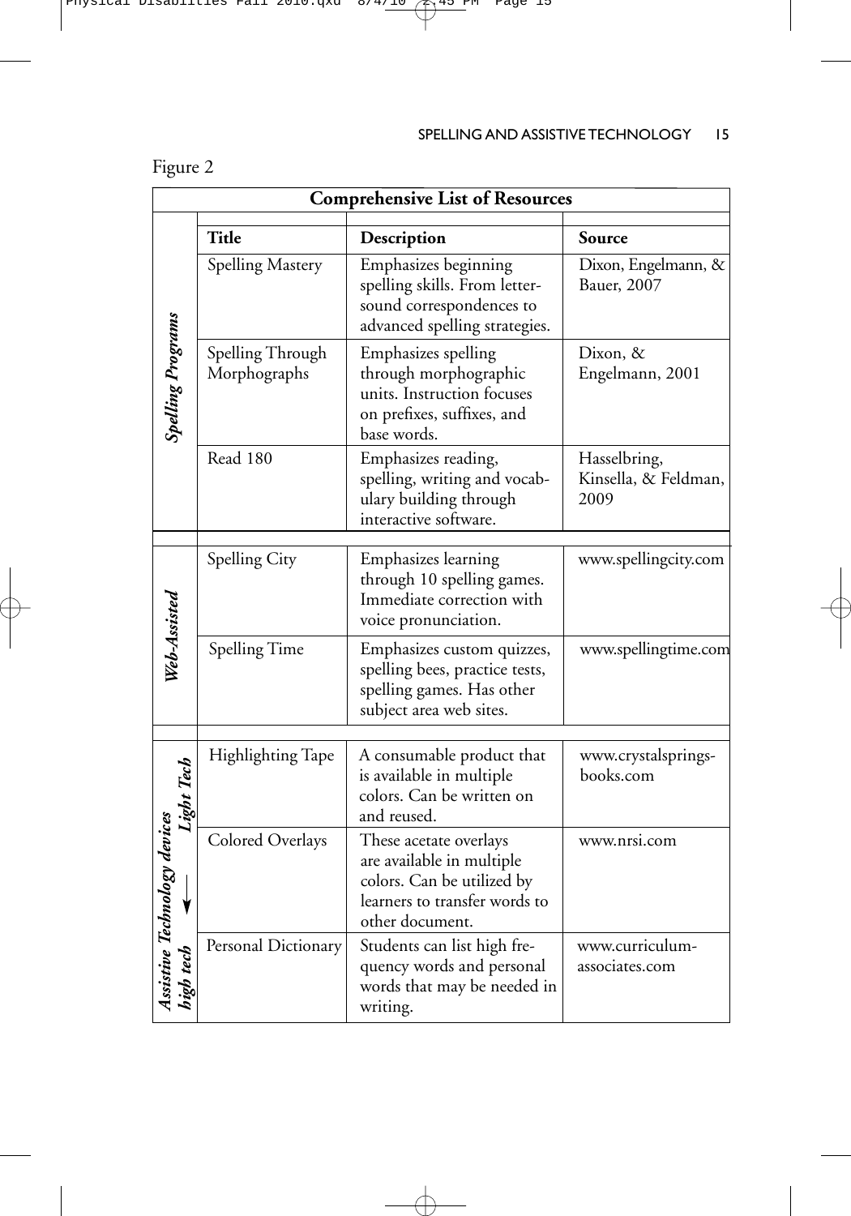Figure 2

| Comprehensive List of Resources | | | |
|---|---|---|---|
| | **Title** | **Description** | **Source** |
| *Spelling Programs* | Spelling Mastery | Emphasizes beginning spelling skills. From letter-sound correspondences to advanced spelling strategies. | Dixon, Engelmann, & Bauer, 2007 |
| *Spelling Programs* | Spelling Through Morphographs | Emphasizes spelling through morphographic units. Instruction focuses on prefixes, suffixes, and base words. | Dixon, & Engelmann, 2001 |
| *Spelling Programs* | Read 180 | Emphasizes reading, spelling, writing and vocabulary building through interactive software. | Hasselbring, Kinsella, & Feldman, 2009 |
| *Web-Assisted* | Spelling City | Emphasizes learning through 10 spelling games. Immediate correction with voice pronunciation. | www.spellingcity.com |
| *Web-Assisted* | Spelling Time | Emphasizes custom quizzes, spelling bees, practice tests, spelling games. Has other subject area web sites. | www.spellingtime.com |
| *Assistive Technology devices (Light Tech → high tech)* | Highlighting Tape | A consumable product that is available in multiple colors. Can be written on and reused. | www.crystalsprings-books.com |
| *Assistive Technology devices (Light Tech → high tech)* | Colored Overlays | These acetate overlays are available in multiple colors. Can be utilized by learners to transfer words to other document. | www.nrsi.com |
| *Assistive Technology devices (Light Tech → high tech)* | Personal Dictionary | Students can list high frequency words and personal words that may be needed in writing. | www.curriculum-associates.com |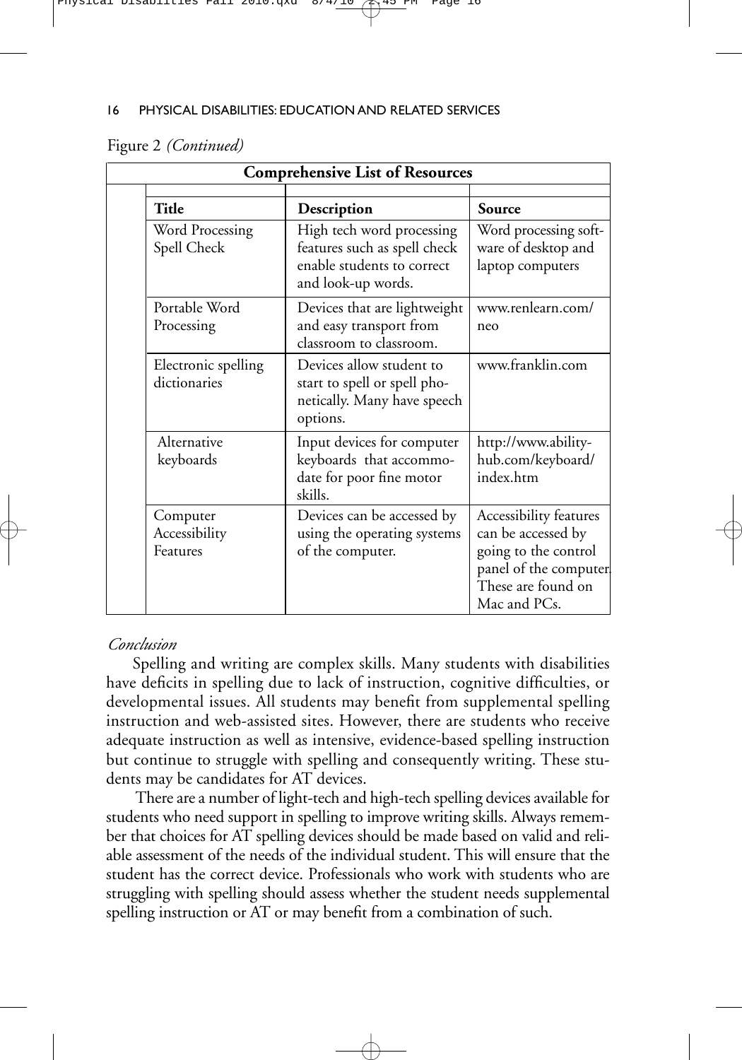Figure 2 *(Continued)*

**Comprehensive List of Resources**

| Title | Description | Source |
|---|---|---|
| Word Processing Spell Check | High tech word processing features such as spell check enable students to correct and look-up words. | Word processing software of desktop and laptop computers |
| Portable Word Processing | Devices that are lightweight and easy transport from classroom to classroom. | www.renlearn.com/neo |
| Electronic spelling dictionaries | Devices allow student to start to spell or spell phonetically. Many have speech options. | www.franklin.com |
| Alternative keyboards | Input devices for computer keyboards that accommodate for poor fine motor skills. | http://www.abilityhub.com/keyboard/index.htm |
| Computer Accessibility Features | Devices can be accessed by using the operating systems of the computer. | Accessibility features can be accessed by going to the control panel of the computer. These are found on Mac and PCs. |

*Conclusion*

Spelling and writing are complex skills. Many students with disabilities have deficits in spelling due to lack of instruction, cognitive difficulties, or developmental issues. All students may benefit from supplemental spelling instruction and web-assisted sites. However, there are students who receive adequate instruction as well as intensive, evidence-based spelling instruction but continue to struggle with spelling and consequently writing. These students may be candidates for AT devices.

There are a number of light-tech and high-tech spelling devices available for students who need support in spelling to improve writing skills. Always remember that choices for AT spelling devices should be made based on valid and reliable assessment of the needs of the individual student. This will ensure that the student has the correct device. Professionals who work with students who are struggling with spelling should assess whether the student needs supplemental spelling instruction or AT or may benefit from a combination of such.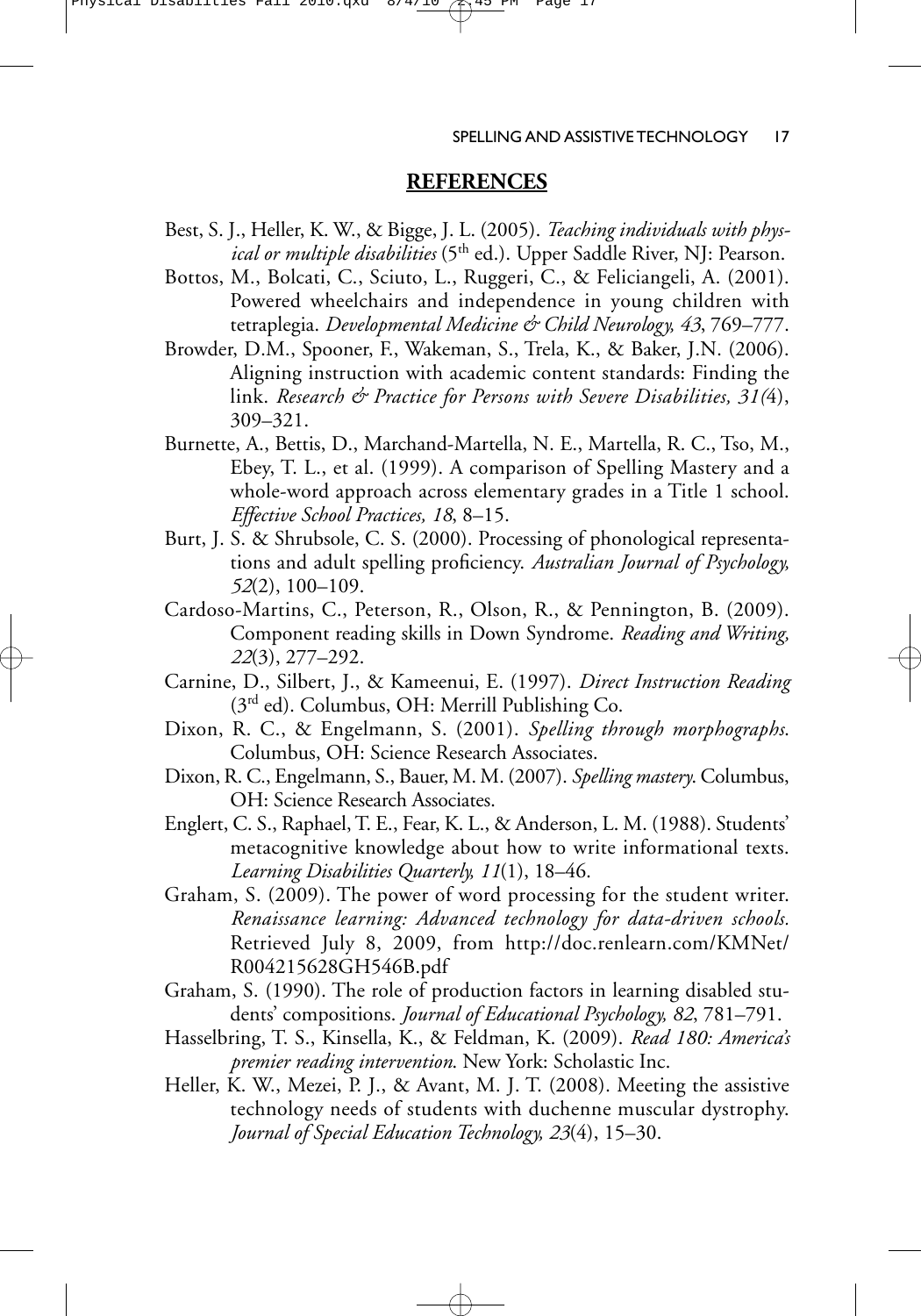## REFERENCES

Best, S. J., Heller, K. W., & Bigge, J. L. (2005). *Teaching individuals with physical or multiple disabilities* (5th ed.). Upper Saddle River, NJ: Pearson.

Bottos, M., Bolcati, C., Sciuto, L., Ruggeri, C., & Feliciangeli, A. (2001). Powered wheelchairs and independence in young children with tetraplegia. *Developmental Medicine & Child Neurology, 43*, 769–777.

Browder, D.M., Spooner, F., Wakeman, S., Trela, K., & Baker, J.N. (2006). Aligning instruction with academic content standards: Finding the link. *Research & Practice for Persons with Severe Disabilities, 31(*4), 309–321.

Burnette, A., Bettis, D., Marchand-Martella, N. E., Martella, R. C., Tso, M., Ebey, T. L., et al. (1999). A comparison of Spelling Mastery and a whole-word approach across elementary grades in a Title 1 school. *Effective School Practices, 18*, 8–15.

Burt, J. S. & Shrubsole, C. S. (2000). Processing of phonological representations and adult spelling proficiency. *Australian Journal of Psychology, 52*(2), 100–109.

Cardoso-Martins, C., Peterson, R., Olson, R., & Pennington, B. (2009). Component reading skills in Down Syndrome. *Reading and Writing, 22*(3), 277–292.

Carnine, D., Silbert, J., & Kameenui, E. (1997). *Direct Instruction Reading* (3rd ed). Columbus, OH: Merrill Publishing Co.

Dixon, R. C., & Engelmann, S. (2001). *Spelling through morphographs*. Columbus, OH: Science Research Associates.

Dixon, R. C., Engelmann, S., Bauer, M. M. (2007). *Spelling mastery*. Columbus, OH: Science Research Associates.

Englert, C. S., Raphael, T. E., Fear, K. L., & Anderson, L. M. (1988). Students' metacognitive knowledge about how to write informational texts. *Learning Disabilities Quarterly, 11*(1), 18–46.

Graham, S. (2009). The power of word processing for the student writer. *Renaissance learning: Advanced technology for data-driven schools*. Retrieved July 8, 2009, from http://doc.renlearn.com/KMNet/R004215628GH546B.pdf

Graham, S. (1990). The role of production factors in learning disabled students' compositions. *Journal of Educational Psychology, 82*, 781–791.

Hasselbring, T. S., Kinsella, K., & Feldman, K. (2009). *Read 180: America's premier reading intervention*. New York: Scholastic Inc.

Heller, K. W., Mezei, P. J., & Avant, M. J. T. (2008). Meeting the assistive technology needs of students with duchenne muscular dystrophy. *Journal of Special Education Technology, 23*(4), 15–30.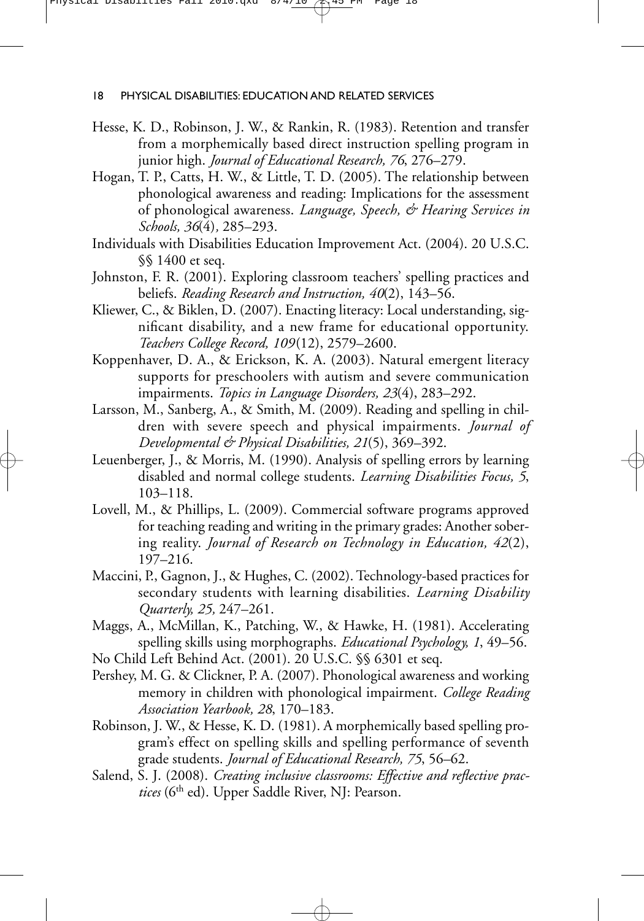Hesse, K. D., Robinson, J. W., & Rankin, R. (1983). Retention and transfer from a morphemically based direct instruction spelling program in junior high. *Journal of Educational Research, 76*, 276–279.

Hogan, T. P., Catts, H. W., & Little, T. D. (2005). The relationship between phonological awareness and reading: Implications for the assessment of phonological awareness. *Language, Speech, & Hearing Services in Schools, 36*(4), 285–293.

Individuals with Disabilities Education Improvement Act. (2004). 20 U.S.C. §§ 1400 et seq.

Johnston, F. R. (2001). Exploring classroom teachers' spelling practices and beliefs. *Reading Research and Instruction, 40*(2), 143–56.

Kliewer, C., & Biklen, D. (2007). Enacting literacy: Local understanding, significant disability, and a new frame for educational opportunity. *Teachers College Record, 109*(12), 2579–2600.

Koppenhaver, D. A., & Erickson, K. A. (2003). Natural emergent literacy supports for preschoolers with autism and severe communication impairments. *Topics in Language Disorders, 23*(4), 283–292.

Larsson, M., Sanberg, A., & Smith, M. (2009). Reading and spelling in children with severe speech and physical impairments. *Journal of Developmental & Physical Disabilities, 21*(5), 369–392.

Leuenberger, J., & Morris, M. (1990). Analysis of spelling errors by learning disabled and normal college students. *Learning Disabilities Focus, 5*, 103–118.

Lovell, M., & Phillips, L. (2009). Commercial software programs approved for teaching reading and writing in the primary grades: Another sobering reality. *Journal of Research on Technology in Education, 42*(2), 197–216.

Maccini, P., Gagnon, J., & Hughes, C. (2002). Technology-based practices for secondary students with learning disabilities. *Learning Disability Quarterly, 25,* 247–261.

Maggs, A., McMillan, K., Patching, W., & Hawke, H. (1981). Accelerating spelling skills using morphographs. *Educational Psychology, 1*, 49–56.

No Child Left Behind Act. (2001). 20 U.S.C. §§ 6301 et seq.

Pershey, M. G. & Clickner, P. A. (2007). Phonological awareness and working memory in children with phonological impairment. *College Reading Association Yearbook, 28*, 170–183.

Robinson, J. W., & Hesse, K. D. (1981). A morphemically based spelling program's effect on spelling skills and spelling performance of seventh grade students. *Journal of Educational Research, 75*, 56–62.

Salend, S. J. (2008). *Creating inclusive classrooms: Effective and reflective practices* (6th ed). Upper Saddle River, NJ: Pearson.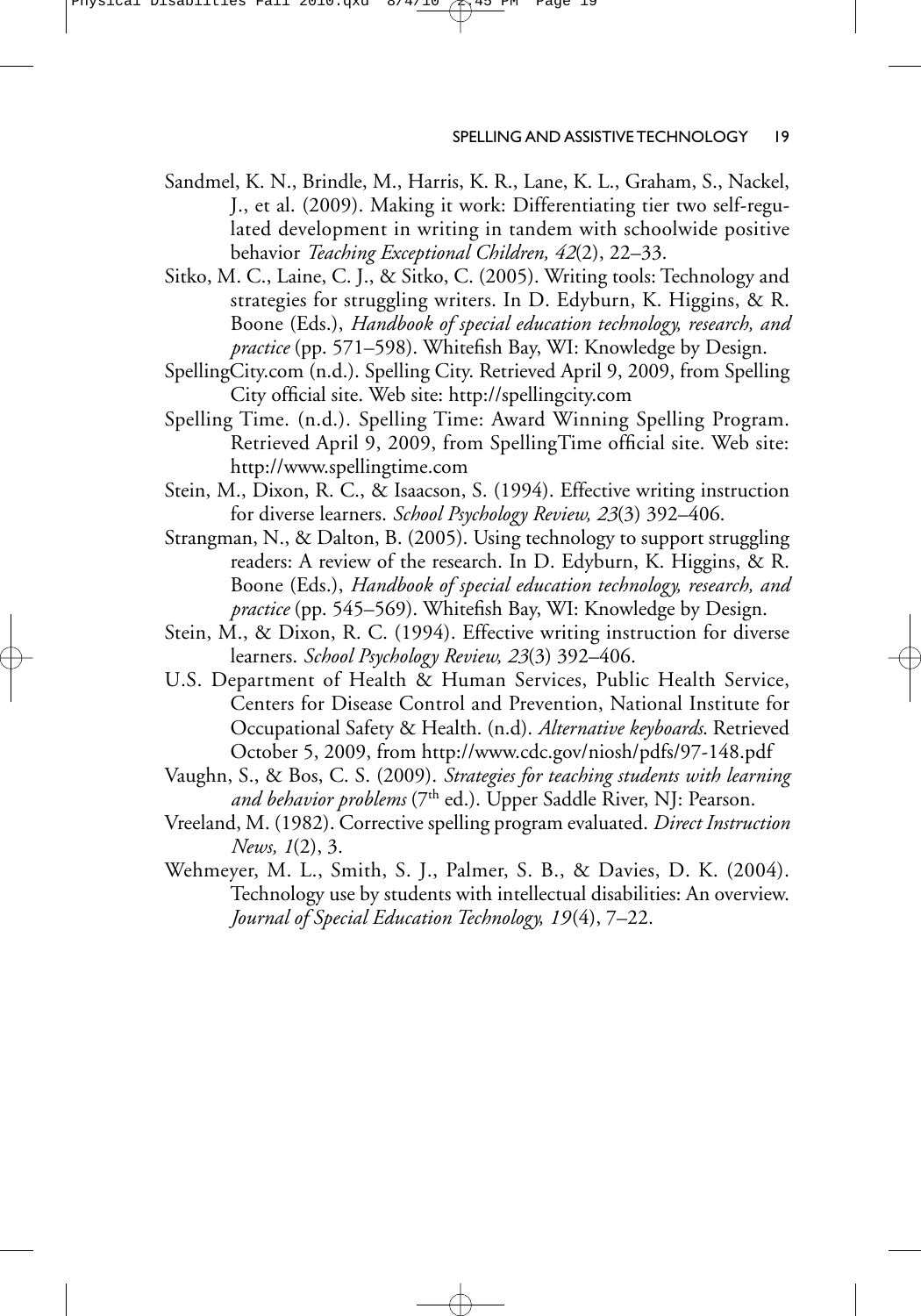Sandmel, K. N., Brindle, M., Harris, K. R., Lane, K. L., Graham, S., Nackel, J., et al. (2009). Making it work: Differentiating tier two self-regulated development in writing in tandem with schoolwide positive behavior *Teaching Exceptional Children, 42*(2), 22–33.

Sitko, M. C., Laine, C. J., & Sitko, C. (2005). Writing tools: Technology and strategies for struggling writers. In D. Edyburn, K. Higgins, & R. Boone (Eds.), *Handbook of special education technology, research, and practice* (pp. 571–598). Whitefish Bay, WI: Knowledge by Design.

SpellingCity.com (n.d.). Spelling City. Retrieved April 9, 2009, from Spelling City official site. Web site: http://spellingcity.com

Spelling Time. (n.d.). Spelling Time: Award Winning Spelling Program. Retrieved April 9, 2009, from SpellingTime official site. Web site: http://www.spellingtime.com

Stein, M., Dixon, R. C., & Isaacson, S. (1994). Effective writing instruction for diverse learners. *School Psychology Review, 23*(3) 392–406.

Strangman, N., & Dalton, B. (2005). Using technology to support struggling readers: A review of the research. In D. Edyburn, K. Higgins, & R. Boone (Eds.), *Handbook of special education technology, research, and practice* (pp. 545–569). Whitefish Bay, WI: Knowledge by Design.

Stein, M., & Dixon, R. C. (1994). Effective writing instruction for diverse learners. *School Psychology Review, 23*(3) 392–406.

U.S. Department of Health & Human Services, Public Health Service, Centers for Disease Control and Prevention, National Institute for Occupational Safety & Health. (n.d). *Alternative keyboards.* Retrieved October 5, 2009, from http://www.cdc.gov/niosh/pdfs/97-148.pdf

Vaughn, S., & Bos, C. S. (2009). *Strategies for teaching students with learning and behavior problems* (7th ed.). Upper Saddle River, NJ: Pearson.

Vreeland, M. (1982). Corrective spelling program evaluated. *Direct Instruction News, 1*(2), 3.

Wehmeyer, M. L., Smith, S. J., Palmer, S. B., & Davies, D. K. (2004). Technology use by students with intellectual disabilities: An overview. *Journal of Special Education Technology, 19*(4), 7–22.